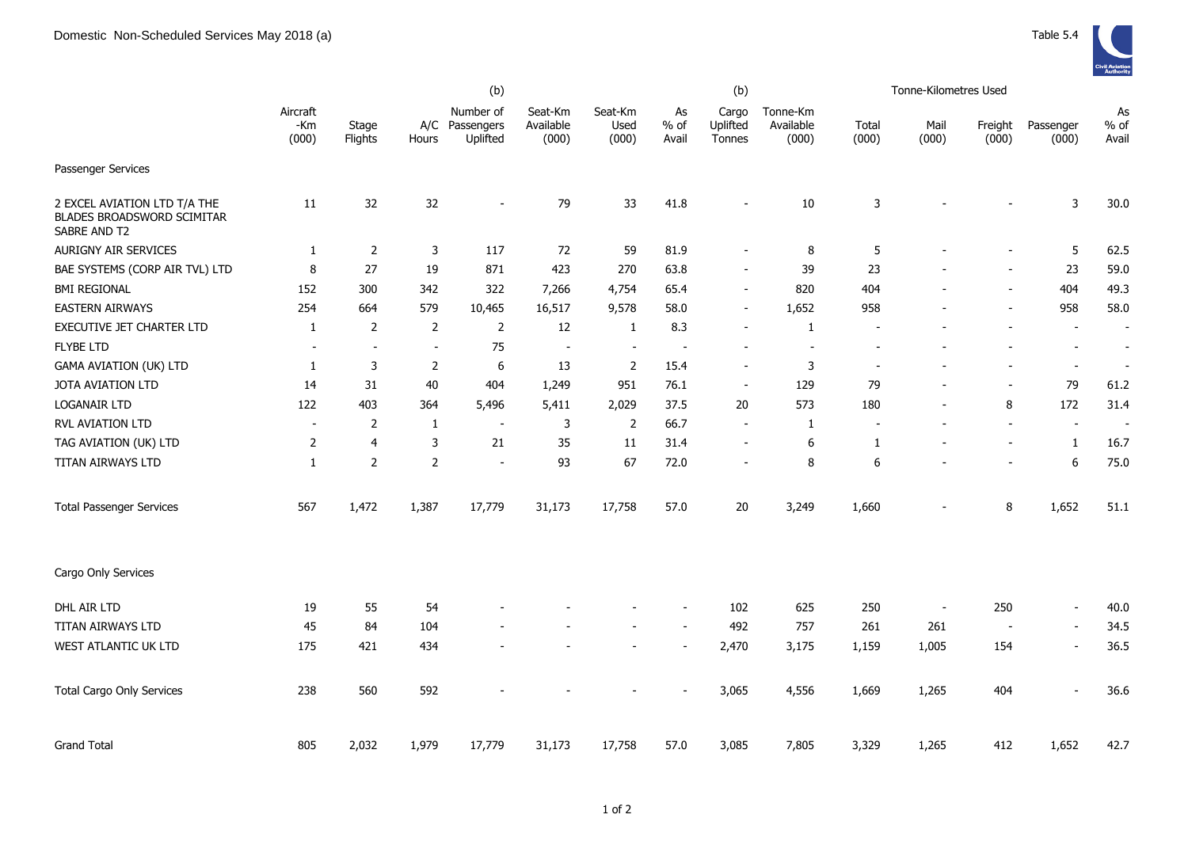# Domestic Non-Scheduled Services May 2018 (a)

Table 5.4

| | Aircraft -Km (000) | Stage Flights | A/C Hours | (b) Number of Passengers Uplifted | Seat-Km Available (000) | Seat-Km Used (000) | As % of Avail | (b) Cargo Uplifted Tonnes | Tonne-Km Available (000) | Tonne-Kilometres Used Total (000) | Mail (000) | Freight (000) | Passenger (000) | As % of Avail |
|---|---|---|---|---|---|---|---|---|---|---|---|---|---|---|
| Passenger Services | | | | | | | | | | | | | | |
| 2 EXCEL AVIATION LTD T/A THE BLADES BROADSWORD SCIMITAR SABRE AND T2 | 11 | 32 | 32 | - | 79 | 33 | 41.8 | - | 10 | 3 | - | - | 3 | 30.0 |
| AURIGNY AIR SERVICES | 1 | 2 | 3 | 117 | 72 | 59 | 81.9 | - | 8 | 5 | - | - | 5 | 62.5 |
| BAE SYSTEMS (CORP AIR TVL) LTD | 8 | 27 | 19 | 871 | 423 | 270 | 63.8 | - | 39 | 23 | - | - | 23 | 59.0 |
| BMI REGIONAL | 152 | 300 | 342 | 322 | 7,266 | 4,754 | 65.4 | - | 820 | 404 | - | - | 404 | 49.3 |
| EASTERN AIRWAYS | 254 | 664 | 579 | 10,465 | 16,517 | 9,578 | 58.0 | - | 1,652 | 958 | - | - | 958 | 58.0 |
| EXECUTIVE JET CHARTER LTD | 1 | 2 | 2 | 2 | 12 | 1 | 8.3 | - | 1 | - | - | - | - | - |
| FLYBE LTD | - | - | - | 75 | - | - | - | - | - | - | - | - | - | - |
| GAMA AVIATION (UK) LTD | 1 | 3 | 2 | 6 | 13 | 2 | 15.4 | - | 3 | - | - | - | - | - |
| JOTA AVIATION LTD | 14 | 31 | 40 | 404 | 1,249 | 951 | 76.1 | - | 129 | 79 | - | - | 79 | 61.2 |
| LOGANAIR LTD | 122 | 403 | 364 | 5,496 | 5,411 | 2,029 | 37.5 | 20 | 573 | 180 | - | 8 | 172 | 31.4 |
| RVL AVIATION LTD | - | 2 | 1 | - | 3 | 2 | 66.7 | - | 1 | - | - | - | - | - |
| TAG AVIATION (UK) LTD | 2 | 4 | 3 | 21 | 35 | 11 | 31.4 | - | 6 | 1 | - | - | 1 | 16.7 |
| TITAN AIRWAYS LTD | 1 | 2 | 2 | - | 93 | 67 | 72.0 | - | 8 | 6 | - | - | 6 | 75.0 |
| Total Passenger Services | 567 | 1,472 | 1,387 | 17,779 | 31,173 | 17,758 | 57.0 | 20 | 3,249 | 1,660 | - | 8 | 1,652 | 51.1 |
| Cargo Only Services | | | | | | | | | | | | | | |
| DHL AIR LTD | 19 | 55 | 54 | - | - | - | - | 102 | 625 | 250 | - | 250 | - | 40.0 |
| TITAN AIRWAYS LTD | 45 | 84 | 104 | - | - | - | - | 492 | 757 | 261 | 261 | - | - | 34.5 |
| WEST ATLANTIC UK LTD | 175 | 421 | 434 | - | - | - | - | 2,470 | 3,175 | 1,159 | 1,005 | 154 | - | 36.5 |
| Total Cargo Only Services | 238 | 560 | 592 | - | - | - | - | 3,065 | 4,556 | 1,669 | 1,265 | 404 | - | 36.6 |
| Grand Total | 805 | 2,032 | 1,979 | 17,779 | 31,173 | 17,758 | 57.0 | 3,085 | 7,805 | 3,329 | 1,265 | 412 | 1,652 | 42.7 |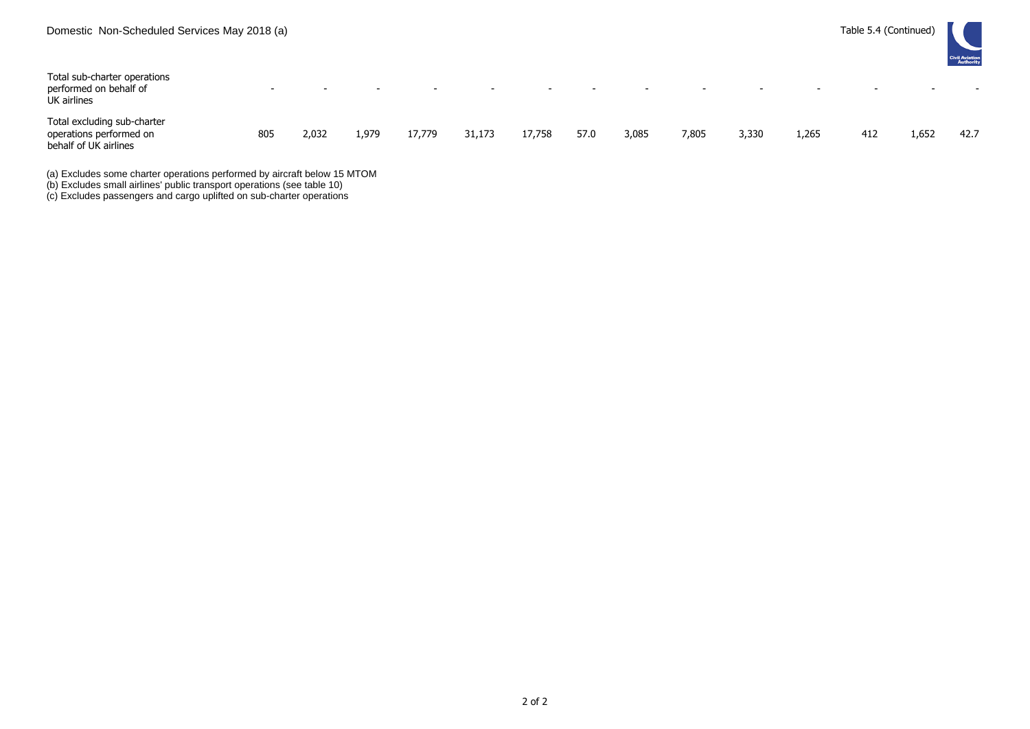Domestic Non-Scheduled Services May 2018 (a)

Table 5.4 (Continued)

| | | | | | | | | | | | | | | |
|---|---|---|---|---|---|---|---|---|---|---|---|---|---|---|
| Total sub-charter operations performed on behalf of UK airlines | - | - | - | - | - | - | - | - | - | - | - | - | - | - |
| Total excluding sub-charter operations performed on behalf of UK airlines | 805 | 2,032 | 1,979 | 17,779 | 31,173 | 17,758 | 57.0 | 3,085 | 7,805 | 3,330 | 1,265 | 412 | 1,652 | 42.7 |

(a) Excludes some charter operations performed by aircraft below 15 MTOM
(b) Excludes small airlines' public transport operations (see table 10)
(c) Excludes passengers and cargo uplifted on sub-charter operations